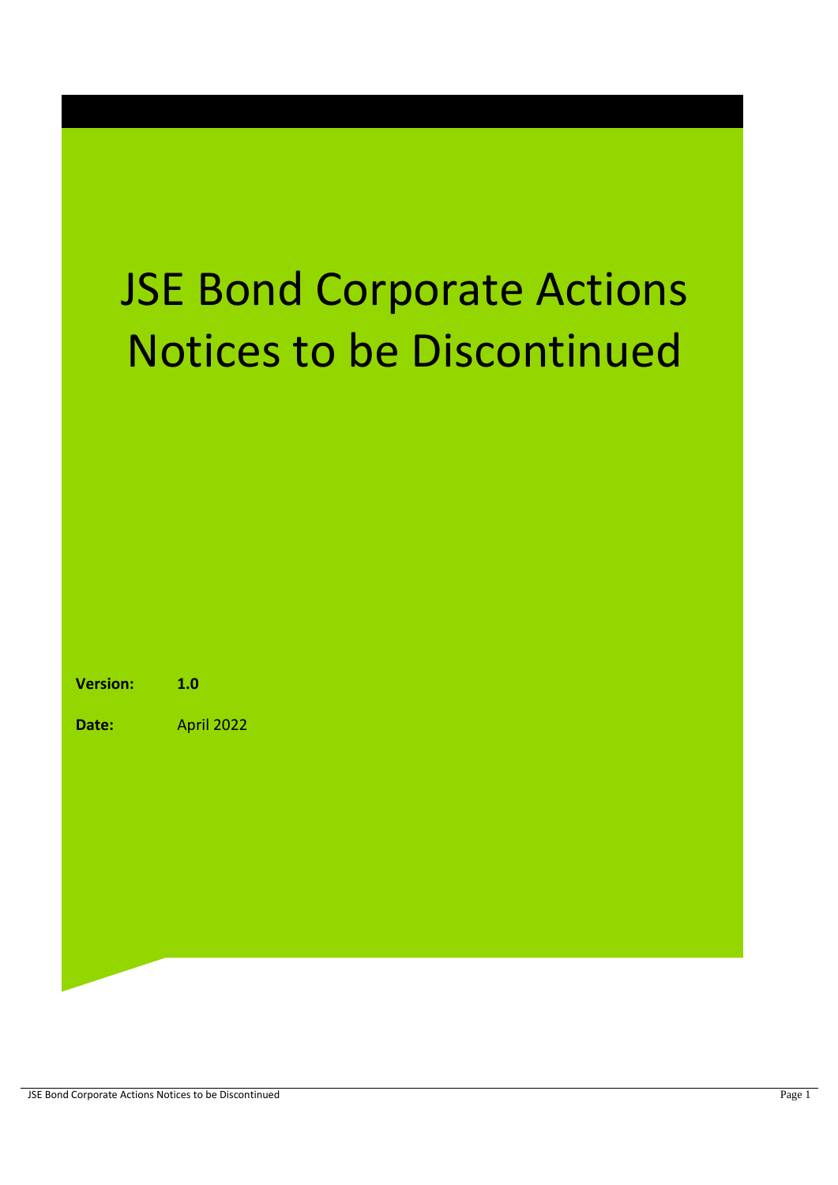# JSE Bond Corporate Actions Notices to be Discontinued

**Version:** **1.0**

**Date:** April 2022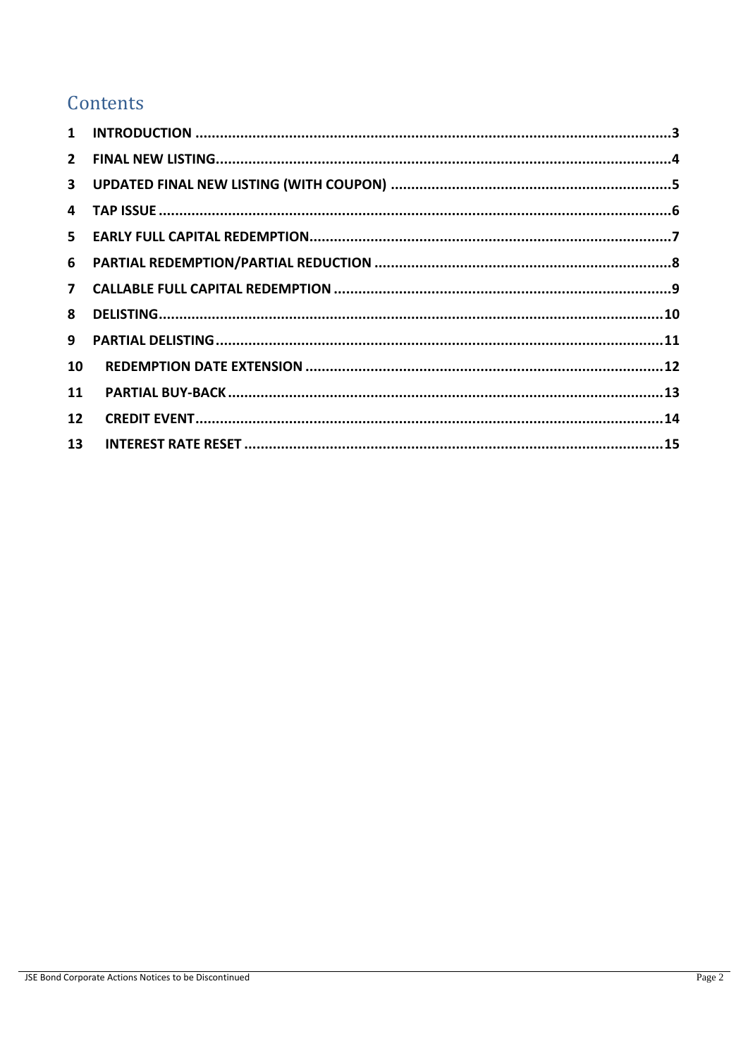# Contents

| | | |
|---|---|---|
| 1 | INTRODUCTION | 3 |
| 2 | FINAL NEW LISTING | 4 |
| 3 | UPDATED FINAL NEW LISTING (WITH COUPON) | 5 |
| 4 | TAP ISSUE | 6 |
| 5 | EARLY FULL CAPITAL REDEMPTION | 7 |
| 6 | PARTIAL REDEMPTION/PARTIAL REDUCTION | 8 |
| 7 | CALLABLE FULL CAPITAL REDEMPTION | 9 |
| 8 | DELISTING | 10 |
| 9 | PARTIAL DELISTING | 11 |
| 10 | REDEMPTION DATE EXTENSION | 12 |
| 11 | PARTIAL BUY-BACK | 13 |
| 12 | CREDIT EVENT | 14 |
| 13 | INTEREST RATE RESET | 15 |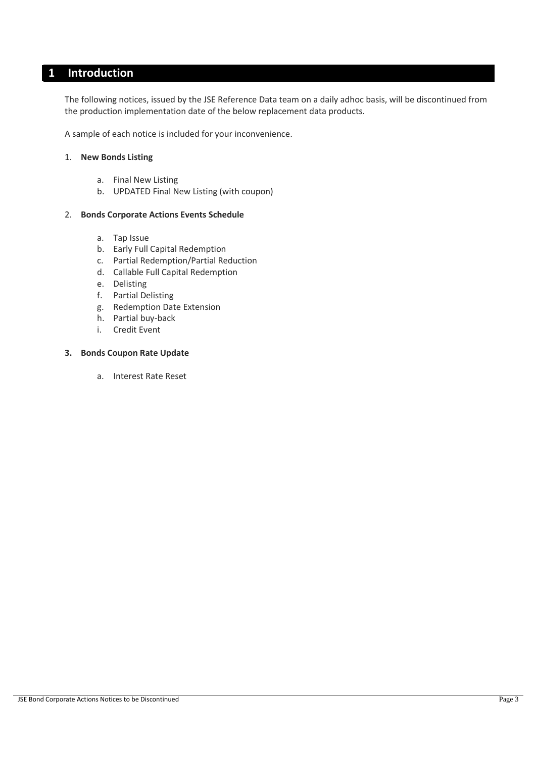# 1 Introduction

The following notices, issued by the JSE Reference Data team on a daily adhoc basis, will be discontinued from the production implementation date of the below replacement data products.

A sample of each notice is included for your inconvenience.

1. **New Bonds Listing**

    a. Final New Listing
    b. UPDATED Final New Listing (with coupon)

2. **Bonds Corporate Actions Events Schedule**

    a. Tap Issue
    b. Early Full Capital Redemption
    c. Partial Redemption/Partial Reduction
    d. Callable Full Capital Redemption
    e. Delisting
    f. Partial Delisting
    g. Redemption Date Extension
    h. Partial buy-back
    i. Credit Event

3. **Bonds Coupon Rate Update**

    a. Interest Rate Reset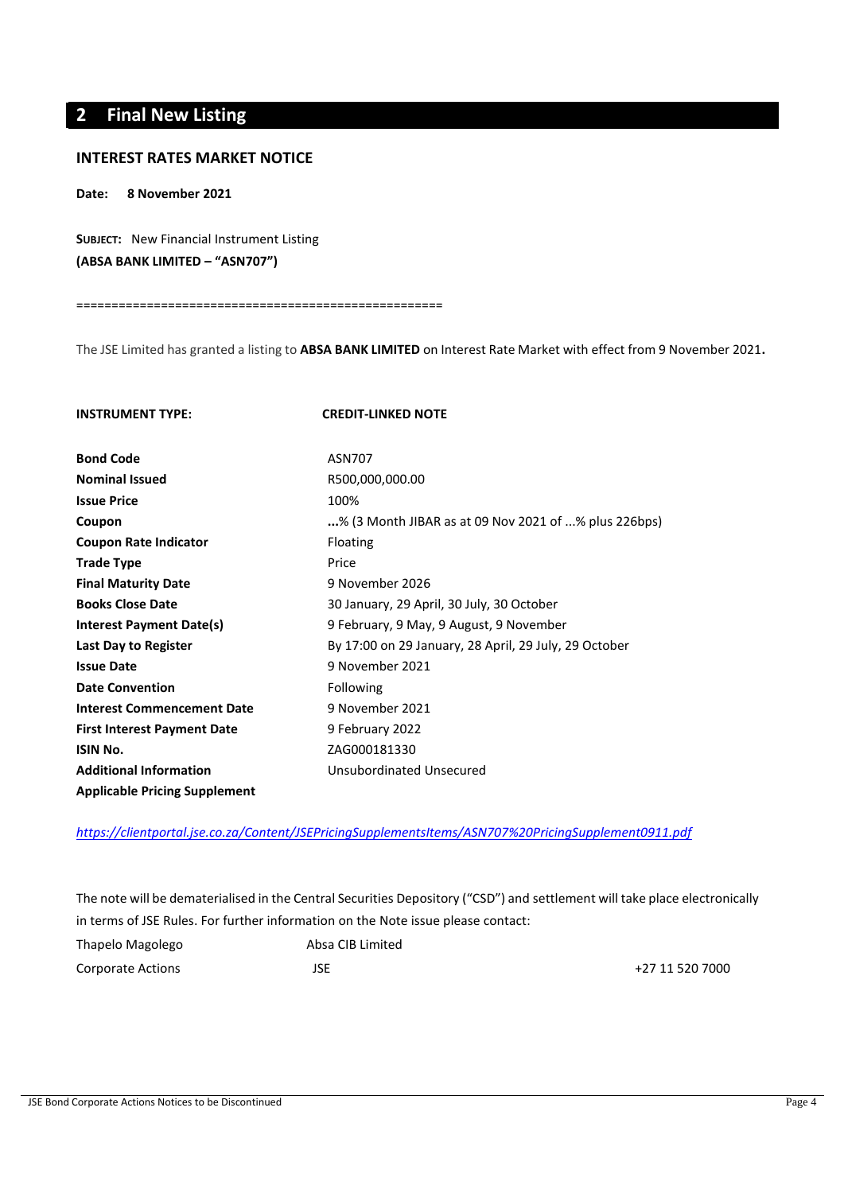## 2 Final New Listing

### INTEREST RATES MARKET NOTICE

**Date: 8 November 2021**

**SUBJECT:** New Financial Instrument Listing
**(ABSA BANK LIMITED – "ASN707")**

==================================================

The JSE Limited has granted a listing to **ABSA BANK LIMITED** on Interest Rate Market with effect from 9 November 2021**.**

| **INSTRUMENT TYPE:** | **CREDIT-LINKED NOTE** |
|---|---|
| **Bond Code** | ASN707 |
| **Nominal Issued** | R500,000,000.00 |
| **Issue Price** | 100% |
| **Coupon** | **...**% (3 Month JIBAR as at 09 Nov 2021 of ...% plus 226bps) |
| **Coupon Rate Indicator** | Floating |
| **Trade Type** | Price |
| **Final Maturity Date** | 9 November 2026 |
| **Books Close Date** | 30 January, 29 April, 30 July, 30 October |
| **Interest Payment Date(s)** | 9 February, 9 May, 9 August, 9 November |
| **Last Day to Register** | By 17:00 on 29 January, 28 April, 29 July, 29 October |
| **Issue Date** | 9 November 2021 |
| **Date Convention** | Following |
| **Interest Commencement Date** | 9 November 2021 |
| **First Interest Payment Date** | 9 February 2022 |
| **ISIN No.** | ZAG000181330 |
| **Additional Information** | Unsubordinated Unsecured |
| **Applicable Pricing Supplement** | |

*https://clientportal.jse.co.za/Content/JSEPricingSupplementsItems/ASN707%20PricingSupplement0911.pdf*

The note will be dematerialised in the Central Securities Depository ("CSD") and settlement will take place electronically in terms of JSE Rules. For further information on the Note issue please contact:

| | | |
|---|---|---|
| Thapelo Magolego | Absa CIB Limited | |
| Corporate Actions | JSE | +27 11 520 7000 |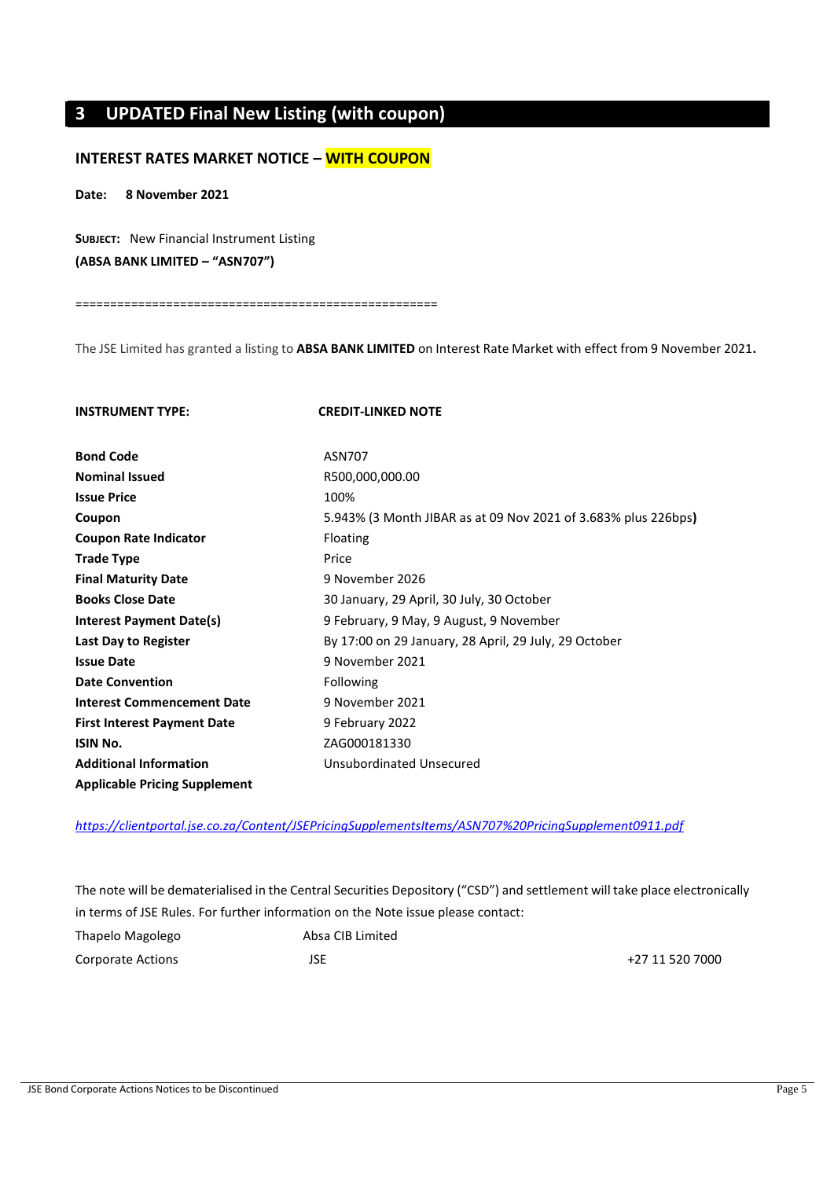## 3 UPDATED Final New Listing (with coupon)

### INTEREST RATES MARKET NOTICE – WITH COUPON

**Date: 8 November 2021**

**SUBJECT:** New Financial Instrument Listing

**(ABSA BANK LIMITED – "ASN707")**

==================================================

The JSE Limited has granted a listing to **ABSA BANK LIMITED** on Interest Rate Market with effect from 9 November 2021**.**

| **INSTRUMENT TYPE:** | **CREDIT-LINKED NOTE** |
|---|---|
| **Bond Code** | ASN707 |
| **Nominal Issued** | R500,000,000.00 |
| **Issue Price** | 100% |
| **Coupon** | 5.943% (3 Month JIBAR as at 09 Nov 2021 of 3.683% plus 226bps**)** |
| **Coupon Rate Indicator** | Floating |
| **Trade Type** | Price |
| **Final Maturity Date** | 9 November 2026 |
| **Books Close Date** | 30 January, 29 April, 30 July, 30 October |
| **Interest Payment Date(s)** | 9 February, 9 May, 9 August, 9 November |
| **Last Day to Register** | By 17:00 on 29 January, 28 April, 29 July, 29 October |
| **Issue Date** | 9 November 2021 |
| **Date Convention** | Following |
| **Interest Commencement Date** | 9 November 2021 |
| **First Interest Payment Date** | 9 February 2022 |
| **ISIN No.** | ZAG000181330 |
| **Additional Information** | Unsubordinated Unsecured |
| **Applicable Pricing Supplement** | |

*https://clientportal.jse.co.za/Content/JSEPricingSupplementsItems/ASN707%20PricingSupplement0911.pdf*

The note will be dematerialised in the Central Securities Depository ("CSD") and settlement will take place electronically in terms of JSE Rules. For further information on the Note issue please contact:

| | | |
|---|---|---|
| Thapelo Magolego | Absa CIB Limited | |
| Corporate Actions | JSE | +27 11 520 7000 |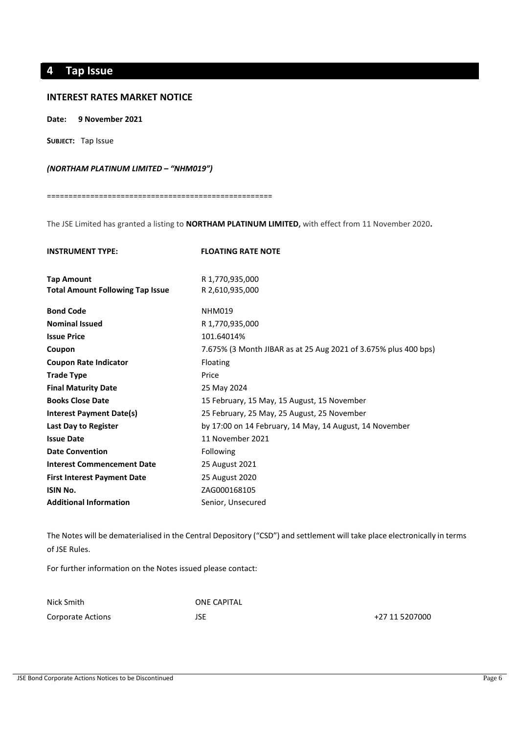# 4 Tap Issue

## INTEREST RATES MARKET NOTICE

**Date: 9 November 2021**

**SUBJECT:** Tap Issue

***(NORTHAM PLATINUM LIMITED – "NHM019")***

==================================================

The JSE Limited has granted a listing to **NORTHAM PLATINUM LIMITED,** with effect from 11 November 2020**.**

| **INSTRUMENT TYPE:** | **FLOATING RATE NOTE** |
|---|---|
| **Tap Amount** | R 1,770,935,000 |
| **Total Amount Following Tap Issue** | R 2,610,935,000 |
| **Bond Code** | NHM019 |
| **Nominal Issued** | R 1,770,935,000 |
| **Issue Price** | 101.64014% |
| **Coupon** | 7.675% (3 Month JIBAR as at 25 Aug 2021 of 3.675% plus 400 bps) |
| **Coupon Rate Indicator** | Floating |
| **Trade Type** | Price |
| **Final Maturity Date** | 25 May 2024 |
| **Books Close Date** | 15 February, 15 May, 15 August, 15 November |
| **Interest Payment Date(s)** | 25 February, 25 May, 25 August, 25 November |
| **Last Day to Register** | by 17:00 on 14 February, 14 May, 14 August, 14 November |
| **Issue Date** | 11 November 2021 |
| **Date Convention** | Following |
| **Interest Commencement Date** | 25 August 2021 |
| **First Interest Payment Date** | 25 August 2020 |
| **ISIN No.** | ZAG000168105 |
| **Additional Information** | Senior, Unsecured |

The Notes will be dematerialised in the Central Depository ("CSD") and settlement will take place electronically in terms of JSE Rules.

For further information on the Notes issued please contact:

| | | |
|---|---|---|
| Nick Smith | ONE CAPITAL | |
| Corporate Actions | JSE | +27 11 5207000 |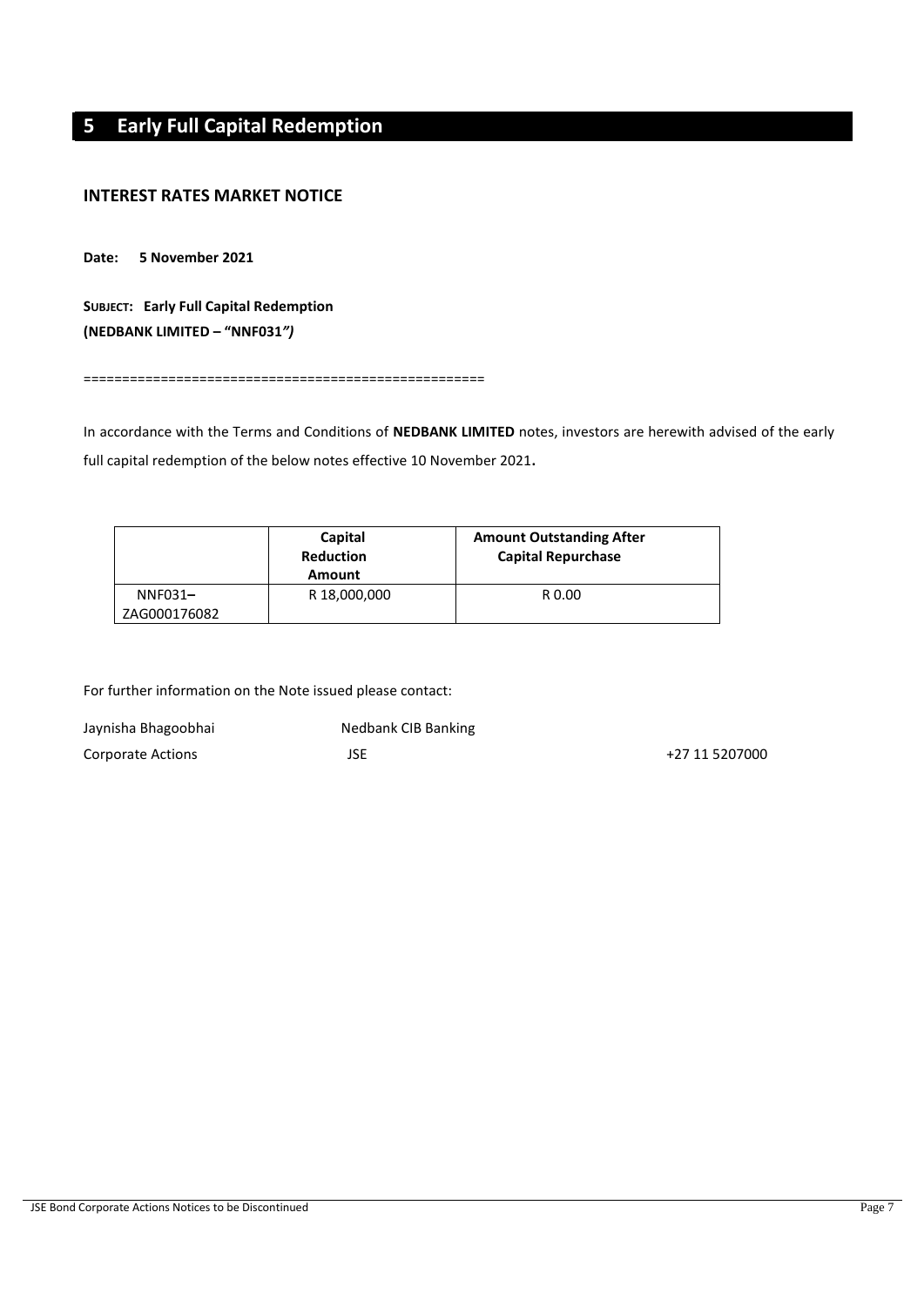# 5 Early Full Capital Redemption

## INTEREST RATES MARKET NOTICE

**Date: 5 November 2021**

**SUBJECT: Early Full Capital Redemption**
**(NEDBANK LIMITED – "NNF031*")***

==================================================

In accordance with the Terms and Conditions of **NEDBANK LIMITED** notes, investors are herewith advised of the early full capital redemption of the below notes effective 10 November 2021**.**

| | **Capital Reduction Amount** | **Amount Outstanding After Capital Repurchase** |
|---|---|---|
| NNF031**–** ZAG000176082 | R 18,000,000 | R 0.00 |

For further information on the Note issued please contact:

| | | |
|---|---|---|
| Jaynisha Bhagoobhai | Nedbank CIB Banking | |
| Corporate Actions | JSE | +27 11 5207000 |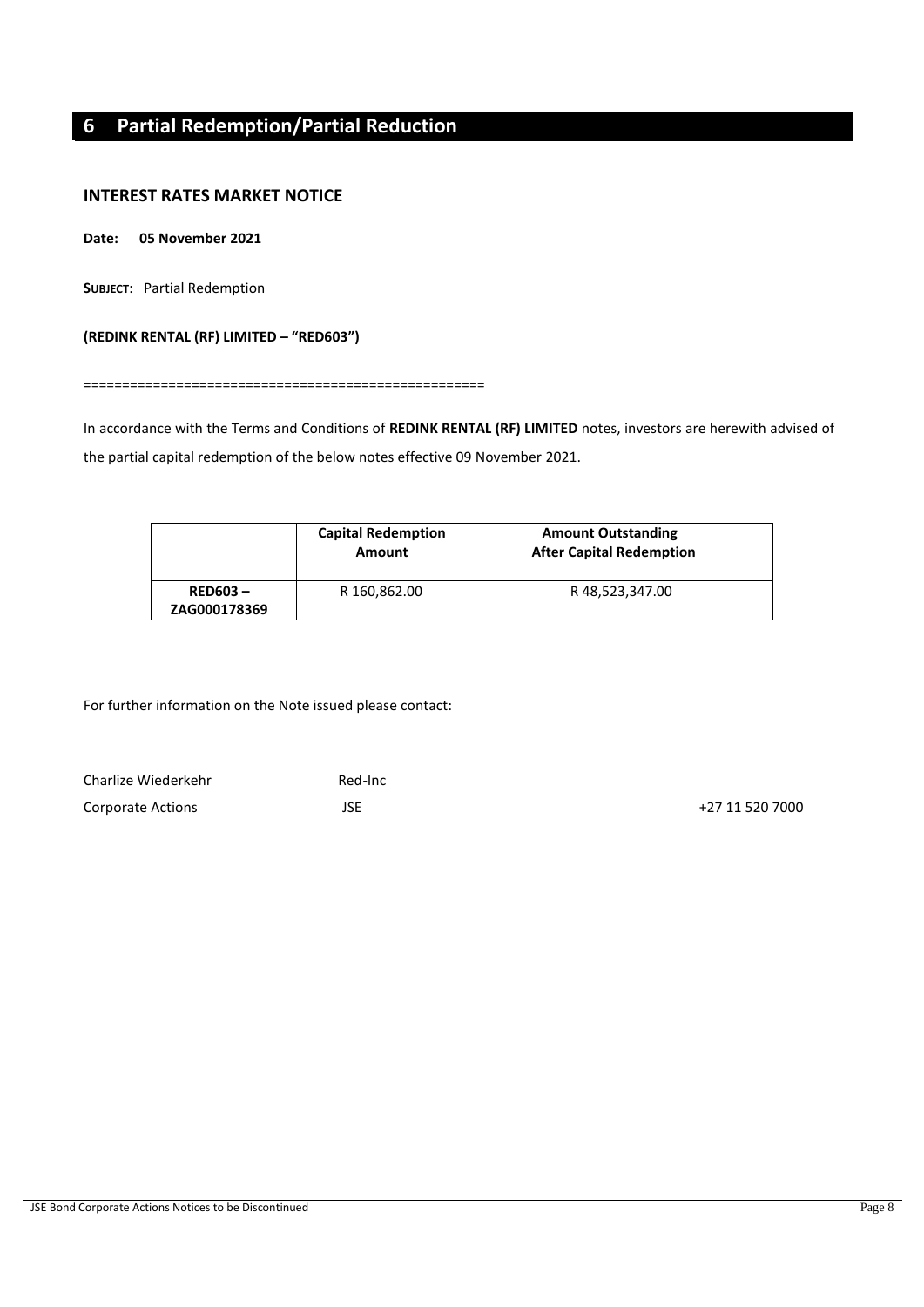# 6 Partial Redemption/Partial Reduction

## INTEREST RATES MARKET NOTICE

**Date: 05 November 2021**

**SUBJECT**: Partial Redemption

**(REDINK RENTAL (RF) LIMITED – "RED603")**

==================================================

In accordance with the Terms and Conditions of **REDINK RENTAL (RF) LIMITED** notes, investors are herewith advised of the partial capital redemption of the below notes effective 09 November 2021.

| | **Capital Redemption Amount** | **Amount Outstanding After Capital Redemption** |
|---|---|---|
| **RED603 – ZAG000178369** | R 160,862.00 | R 48,523,347.00 |

For further information on the Note issued please contact:

| | | |
|---|---|---|
| Charlize Wiederkehr | Red-Inc | |
| Corporate Actions | JSE | +27 11 520 7000 |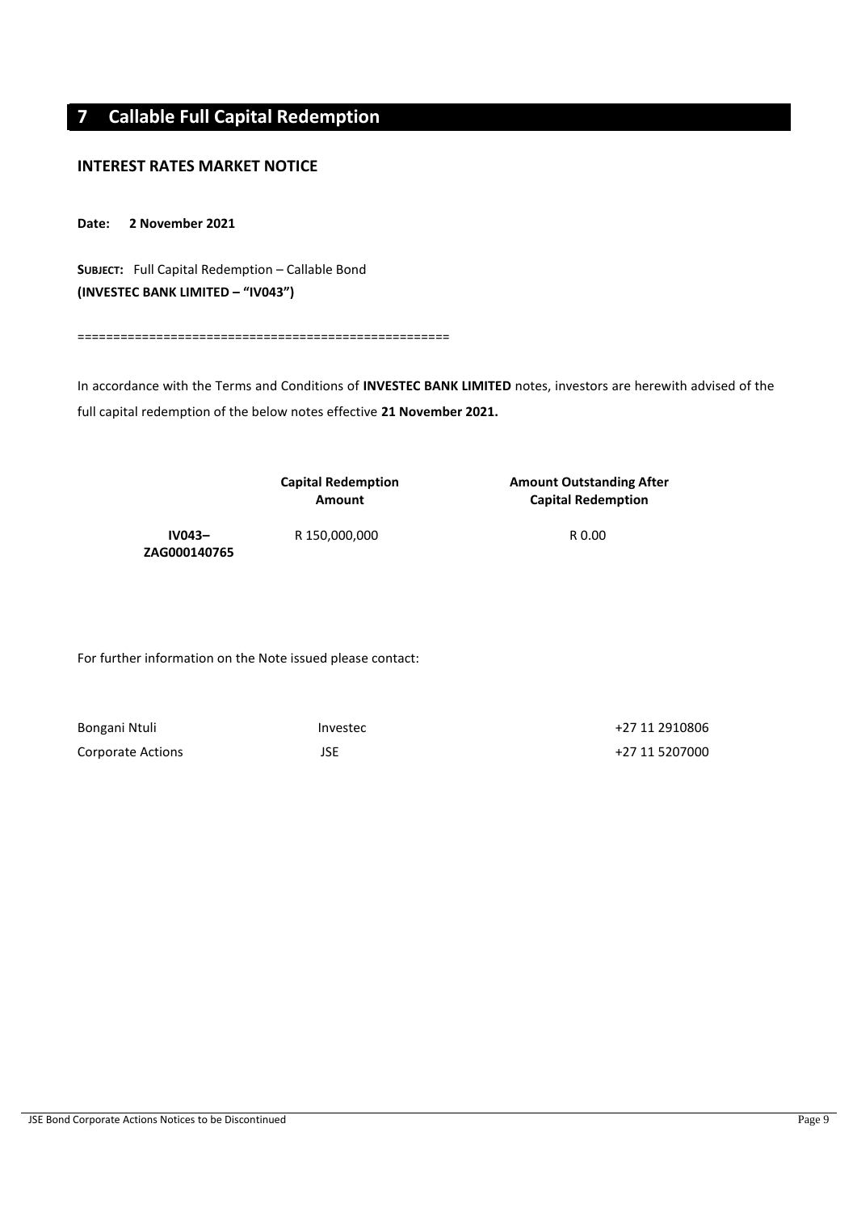# 7 Callable Full Capital Redemption

## INTEREST RATES MARKET NOTICE

**Date: 2 November 2021**

**SUBJECT:** Full Capital Redemption – Callable Bond
**(INVESTEC BANK LIMITED – "IV043")**

===================================================

In accordance with the Terms and Conditions of **INVESTEC BANK LIMITED** notes, investors are herewith advised of the full capital redemption of the below notes effective **21 November 2021.**

| | **Capital Redemption Amount** | **Amount Outstanding After Capital Redemption** |
|---|---|---|
| **IV043– ZAG000140765** | R 150,000,000 | R 0.00 |

For further information on the Note issued please contact:

| | | |
|---|---|---|
| Bongani Ntuli | Investec | +27 11 2910806 |
| Corporate Actions | JSE | +27 11 5207000 |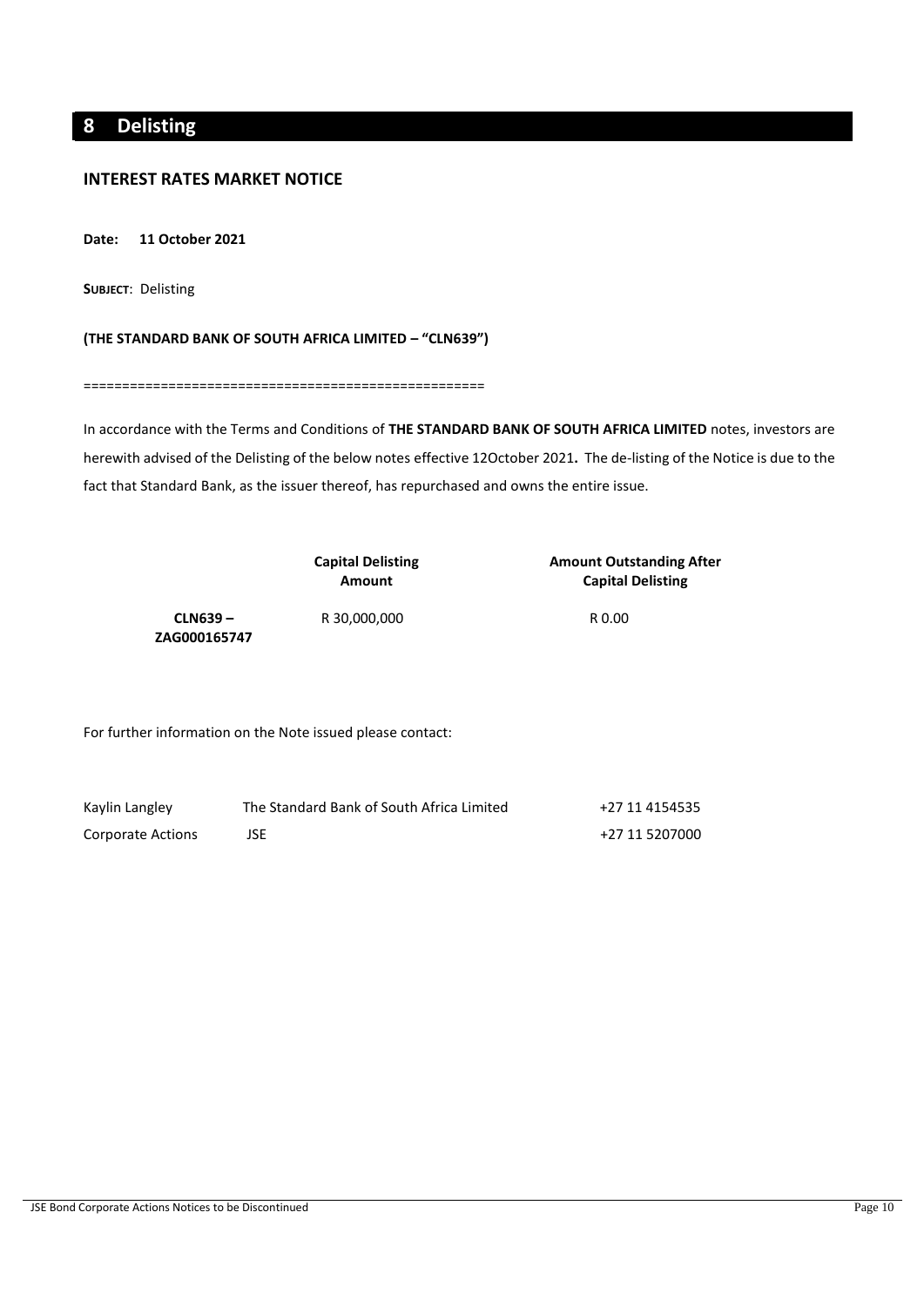# 8 Delisting

## INTEREST RATES MARKET NOTICE

**Date: 11 October 2021**

**SUBJECT**: Delisting

**(THE STANDARD BANK OF SOUTH AFRICA LIMITED – "CLN639")**

==================================================

In accordance with the Terms and Conditions of **THE STANDARD BANK OF SOUTH AFRICA LIMITED** notes, investors are herewith advised of the Delisting of the below notes effective 12October 2021**.** The de-listing of the Notice is due to the fact that Standard Bank, as the issuer thereof, has repurchased and owns the entire issue.

| | **Capital Delisting Amount** | **Amount Outstanding After Capital Delisting** |
|---|---|---|
| **CLN639 – ZAG000165747** | R 30,000,000 | R 0.00 |

For further information on the Note issued please contact:

| | | |
|---|---|---|
| Kaylin Langley | The Standard Bank of South Africa Limited | +27 11 4154535 |
| Corporate Actions | JSE | +27 11 5207000 |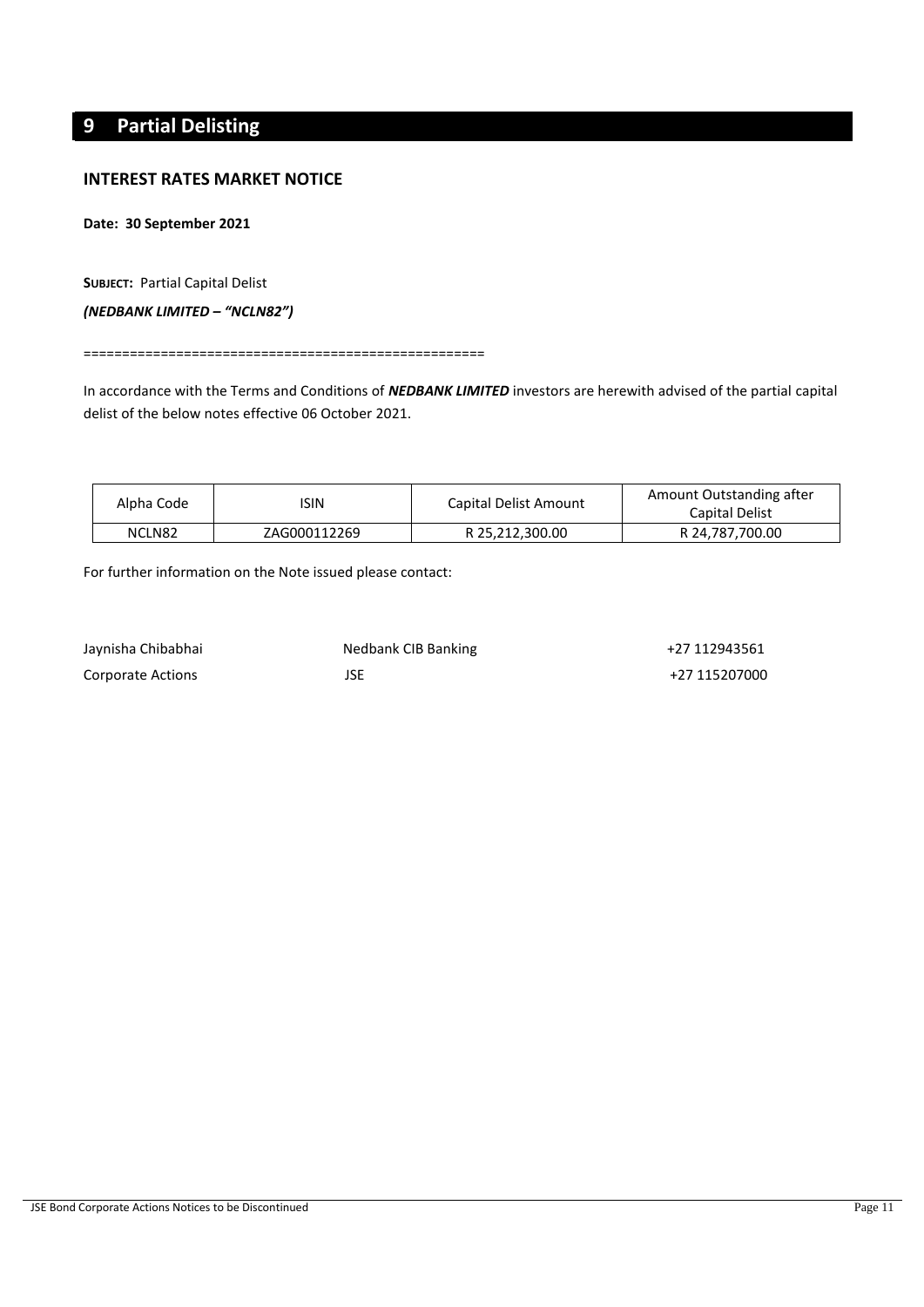# 9 Partial Delisting

## INTEREST RATES MARKET NOTICE

**Date: 30 September 2021**

**SUBJECT:** Partial Capital Delist

***(NEDBANK LIMITED – "NCLN82")***

==================================================

In accordance with the Terms and Conditions of ***NEDBANK LIMITED*** investors are herewith advised of the partial capital delist of the below notes effective 06 October 2021.

| Alpha Code | ISIN | Capital Delist Amount | Amount Outstanding after Capital Delist |
|---|---|---|---|
| NCLN82 | ZAG000112269 | R 25,212,300.00 | R 24,787,700.00 |

For further information on the Note issued please contact:

| | | |
|---|---|---|
| Jaynisha Chibabhai | Nedbank CIB Banking | +27 112943561 |
| Corporate Actions | JSE | +27 115207000 |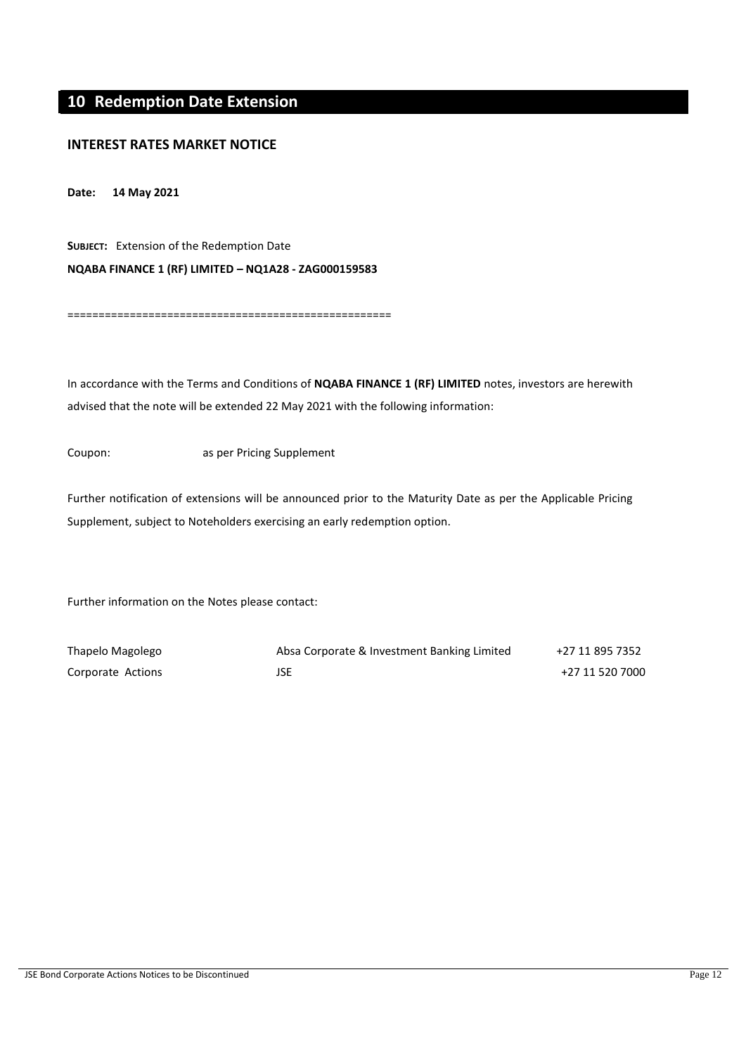# 10 Redemption Date Extension

## INTEREST RATES MARKET NOTICE

**Date: 14 May 2021**

**SUBJECT:** Extension of the Redemption Date

**NQABA FINANCE 1 (RF) LIMITED – NQ1A28 - ZAG000159583**

==================================================

In accordance with the Terms and Conditions of **NQABA FINANCE 1 (RF) LIMITED** notes, investors are herewith advised that the note will be extended 22 May 2021 with the following information:

Coupon: as per Pricing Supplement

Further notification of extensions will be announced prior to the Maturity Date as per the Applicable Pricing Supplement, subject to Noteholders exercising an early redemption option.

Further information on the Notes please contact:

| | | |
|---|---|---|
| Thapelo Magolego | Absa Corporate & Investment Banking Limited | +27 11 895 7352 |
| Corporate Actions | JSE | +27 11 520 7000 |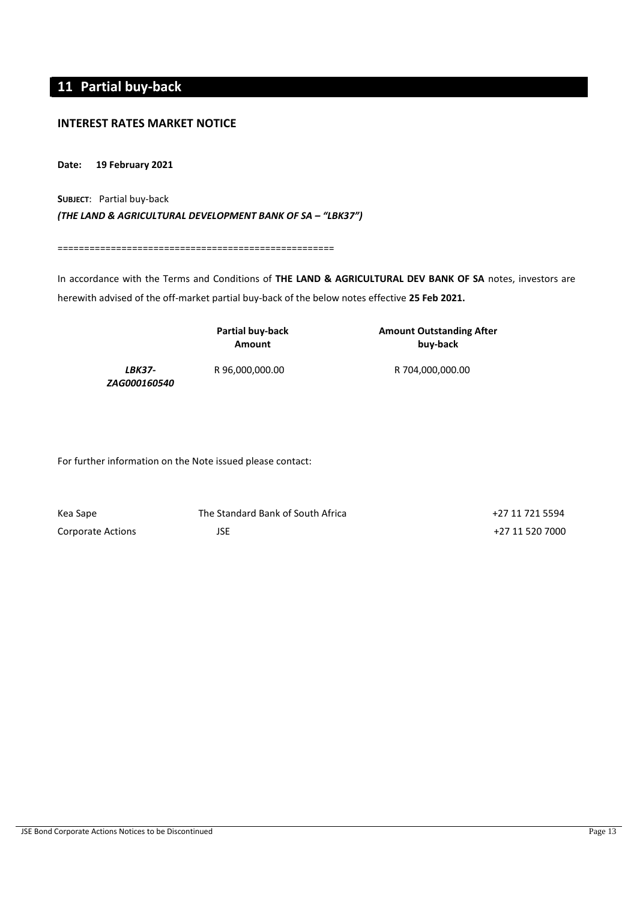# 11 Partial buy-back

## INTEREST RATES MARKET NOTICE

**Date: 19 February 2021**

**SUBJECT**: Partial buy-back
***(THE LAND & AGRICULTURAL DEVELOPMENT BANK OF SA – "LBK37")***

==================================================

In accordance with the Terms and Conditions of **THE LAND & AGRICULTURAL DEV BANK OF SA** notes, investors are herewith advised of the off-market partial buy-back of the below notes effective **25 Feb 2021.**

| | **Partial buy-back Amount** | **Amount Outstanding After buy-back** |
|---|---|---|
| ***LBK37-ZAG000160540*** | R 96,000,000.00 | R 704,000,000.00 |

For further information on the Note issued please contact:

| | | |
|---|---|---|
| Kea Sape | The Standard Bank of South Africa | +27 11 721 5594 |
| Corporate Actions | JSE | +27 11 520 7000 |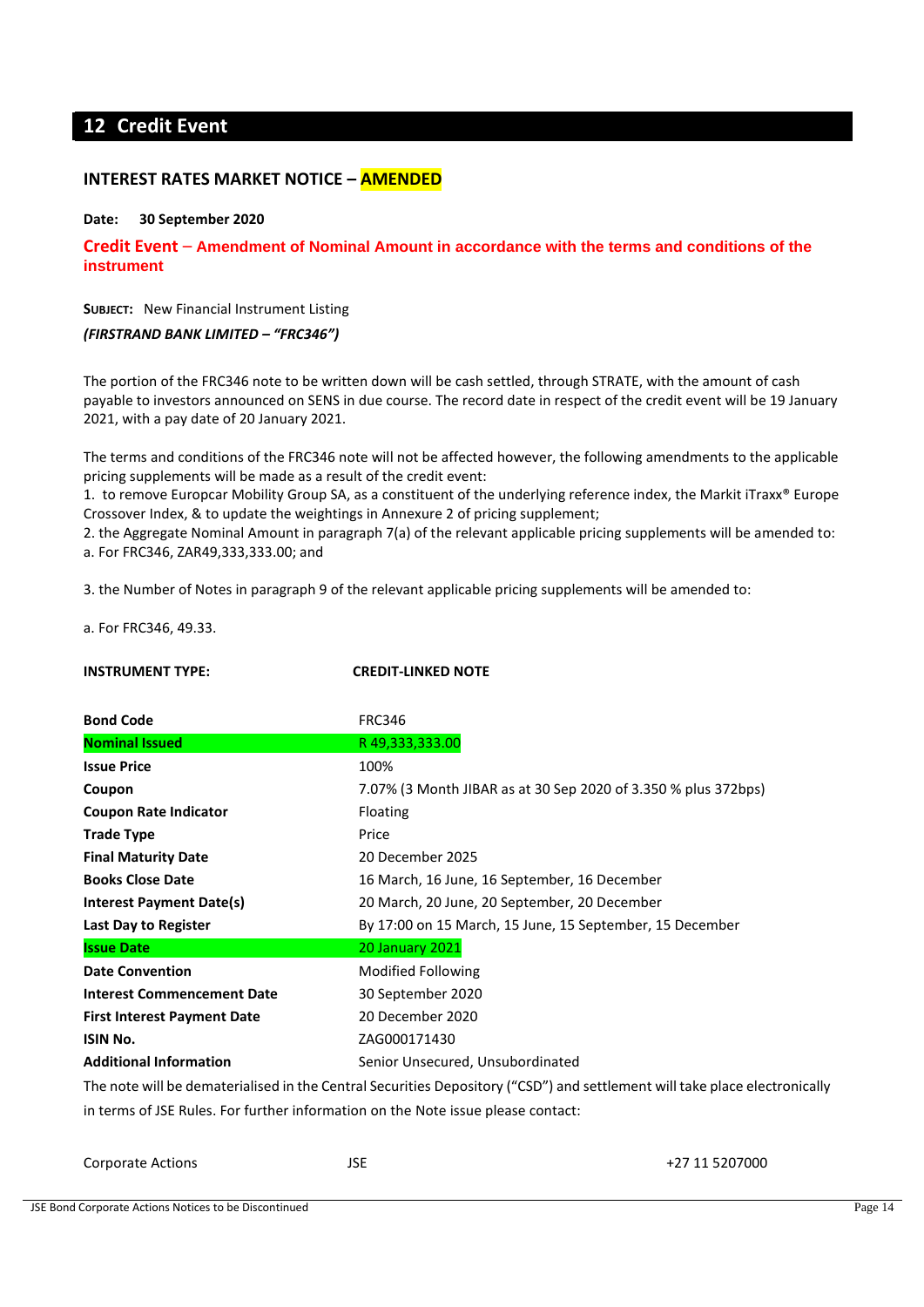## 12 Credit Event

### INTEREST RATES MARKET NOTICE – AMENDED

**Date: 30 September 2020**

**Credit Event – Amendment of Nominal Amount in accordance with the terms and conditions of the instrument**

**SUBJECT:** New Financial Instrument Listing

***(FIRSTRAND BANK LIMITED – "FRC346")***

The portion of the FRC346 note to be written down will be cash settled, through STRATE, with the amount of cash payable to investors announced on SENS in due course. The record date in respect of the credit event will be 19 January 2021, with a pay date of 20 January 2021.

The terms and conditions of the FRC346 note will not be affected however, the following amendments to the applicable pricing supplements will be made as a result of the credit event:

1. to remove Europcar Mobility Group SA, as a constituent of the underlying reference index, the Markit iTraxx® Europe Crossover Index, & to update the weightings in Annexure 2 of pricing supplement;
2. the Aggregate Nominal Amount in paragraph 7(a) of the relevant applicable pricing supplements will be amended to:
   a. For FRC346, ZAR49,333,333.00; and
3. the Number of Notes in paragraph 9 of the relevant applicable pricing supplements will be amended to:
   a. For FRC346, 49.33.

**INSTRUMENT TYPE: CREDIT-LINKED NOTE**

| | |
|---|---|
| **Bond Code** | FRC346 |
| **Nominal Issued** | R 49,333,333.00 |
| **Issue Price** | 100% |
| **Coupon** | 7.07% (3 Month JIBAR as at 30 Sep 2020 of 3.350 % plus 372bps) |
| **Coupon Rate Indicator** | Floating |
| **Trade Type** | Price |
| **Final Maturity Date** | 20 December 2025 |
| **Books Close Date** | 16 March, 16 June, 16 September, 16 December |
| **Interest Payment Date(s)** | 20 March, 20 June, 20 September, 20 December |
| **Last Day to Register** | By 17:00 on 15 March, 15 June, 15 September, 15 December |
| **Issue Date** | 20 January 2021 |
| **Date Convention** | Modified Following |
| **Interest Commencement Date** | 30 September 2020 |
| **First Interest Payment Date** | 20 December 2020 |
| **ISIN No.** | ZAG000171430 |
| **Additional Information** | Senior Unsecured, Unsubordinated |

The note will be dematerialised in the Central Securities Depository ("CSD") and settlement will take place electronically in terms of JSE Rules. For further information on the Note issue please contact:

| | | |
|---|---|---|
| Corporate Actions | JSE | +27 11 5207000 |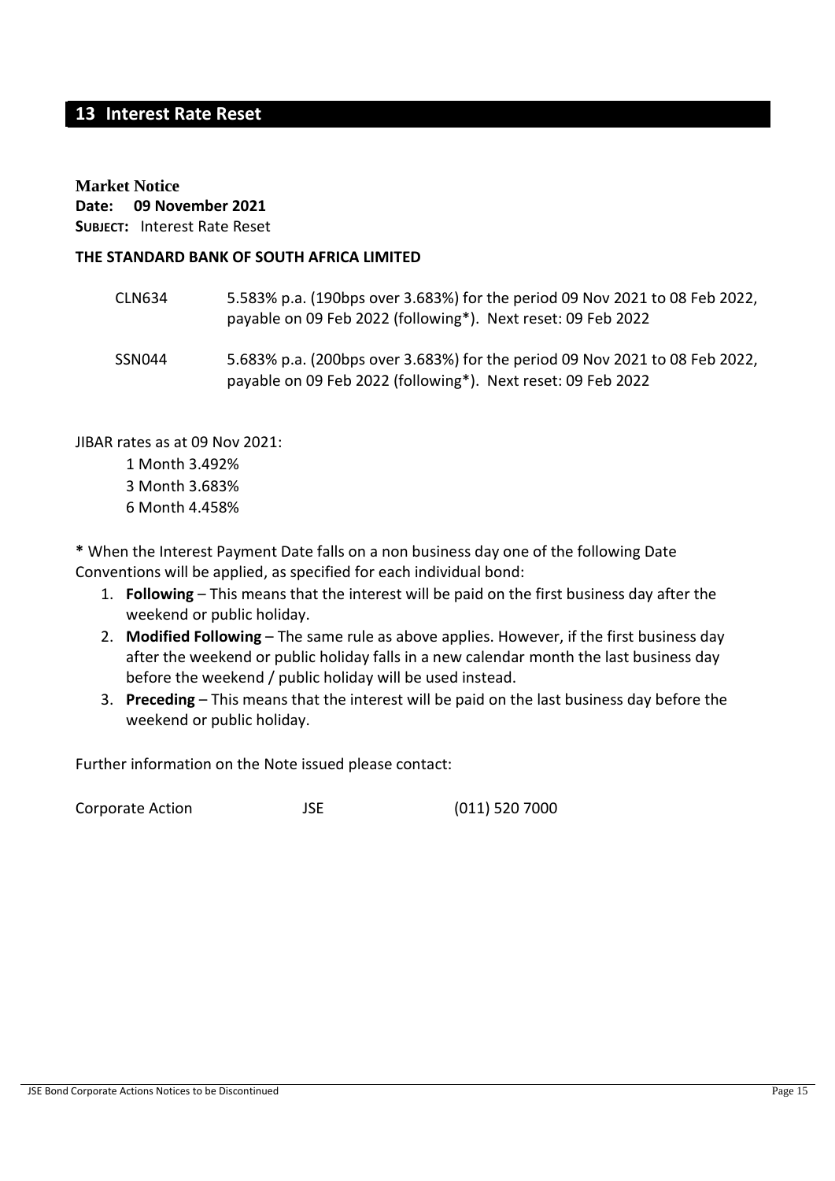## 13 Interest Rate Reset

**Market Notice**
**Date: 09 November 2021**
**SUBJECT:** Interest Rate Reset

**THE STANDARD BANK OF SOUTH AFRICA LIMITED**

| | |
|---|---|
| CLN634 | 5.583% p.a. (190bps over 3.683%) for the period 09 Nov 2021 to 08 Feb 2022, payable on 09 Feb 2022 (following*). Next reset: 09 Feb 2022 |
| SSN044 | 5.683% p.a. (200bps over 3.683%) for the period 09 Nov 2021 to 08 Feb 2022, payable on 09 Feb 2022 (following*). Next reset: 09 Feb 2022 |

JIBAR rates as at 09 Nov 2021:

1 Month 3.492%
3 Month 3.683%
6 Month 4.458%

**\*** When the Interest Payment Date falls on a non business day one of the following Date Conventions will be applied, as specified for each individual bond:

1. **Following** – This means that the interest will be paid on the first business day after the weekend or public holiday.
2. **Modified Following** – The same rule as above applies. However, if the first business day after the weekend or public holiday falls in a new calendar month the last business day before the weekend / public holiday will be used instead.
3. **Preceding** – This means that the interest will be paid on the last business day before the weekend or public holiday.

Further information on the Note issued please contact:

| | | |
|---|---|---|
| Corporate Action | JSE | (011) 520 7000 |